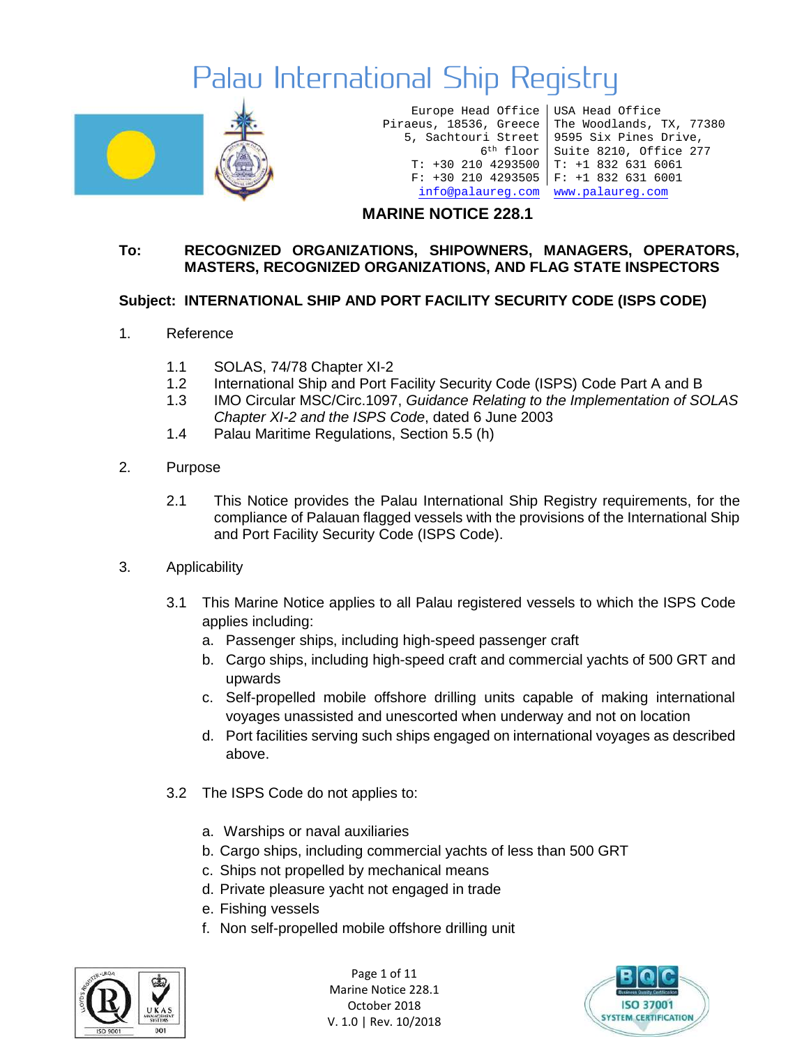# Palau International Ship Registry

Europe Head Office
Piraeus, 18536, Greece
5, Sachtouri Street
6th floor
T: +30 210 4293500
F: +30 210 4293505
info@palaureg.com

USA Head Office
The Woodlands, TX, 77380
9595 Six Pines Drive,
Suite 8210, Office 277
T: +1 832 631 6061
F: +1 832 631 6001
www.palaureg.com

## MARINE NOTICE 228.1

**To:** **RECOGNIZED ORGANIZATIONS, SHIPOWNERS, MANAGERS, OPERATORS, MASTERS, RECOGNIZED ORGANIZATIONS, AND FLAG STATE INSPECTORS**

**Subject: INTERNATIONAL SHIP AND PORT FACILITY SECURITY CODE (ISPS CODE)**

1. Reference

   1.1 SOLAS, 74/78 Chapter XI-2
   1.2 International Ship and Port Facility Security Code (ISPS) Code Part A and B
   1.3 IMO Circular MSC/Circ.1097, *Guidance Relating to the Implementation of SOLAS Chapter XI-2 and the ISPS Code*, dated 6 June 2003
   1.4 Palau Maritime Regulations, Section 5.5 (h)

2. Purpose

   2.1 This Notice provides the Palau International Ship Registry requirements, for the compliance of Palauan flagged vessels with the provisions of the International Ship and Port Facility Security Code (ISPS Code).

3. Applicability

   3.1 This Marine Notice applies to all Palau registered vessels to which the ISPS Code applies including:
      a. Passenger ships, including high-speed passenger craft
      b. Cargo ships, including high-speed craft and commercial yachts of 500 GRT and upwards
      c. Self-propelled mobile offshore drilling units capable of making international voyages unassisted and unescorted when underway and not on location
      d. Port facilities serving such ships engaged on international voyages as described above.

   3.2 The ISPS Code do not applies to:

      a. Warships or naval auxiliaries
      b. Cargo ships, including commercial yachts of less than 500 GRT
      c. Ships not propelled by mechanical means
      d. Private pleasure yacht not engaged in trade
      e. Fishing vessels
      f. Non self-propelled mobile offshore drilling unit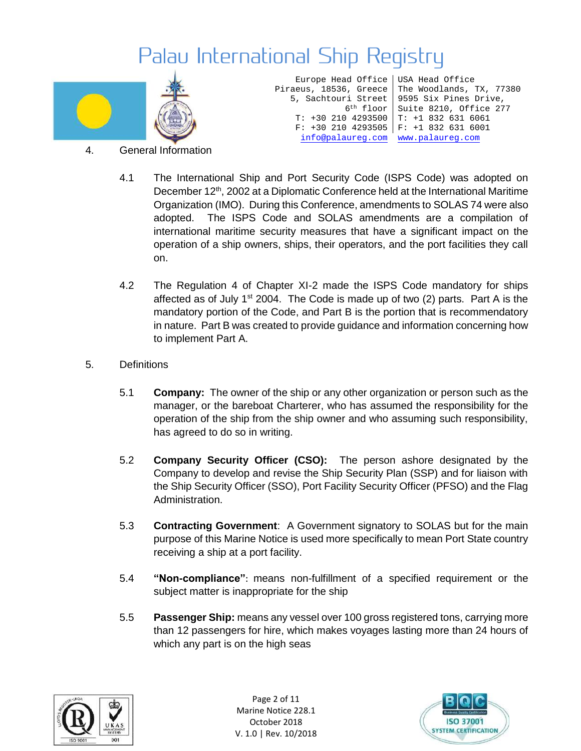## 4. General Information

4.1 The International Ship and Port Security Code (ISPS Code) was adopted on December 12th, 2002 at a Diplomatic Conference held at the International Maritime Organization (IMO). During this Conference, amendments to SOLAS 74 were also adopted. The ISPS Code and SOLAS amendments are a compilation of international maritime security measures that have a significant impact on the operation of a ship owners, ships, their operators, and the port facilities they call on.

4.2 The Regulation 4 of Chapter XI-2 made the ISPS Code mandatory for ships affected as of July 1st 2004. The Code is made up of two (2) parts. Part A is the mandatory portion of the Code, and Part B is the portion that is recommendatory in nature. Part B was created to provide guidance and information concerning how to implement Part A.

## 5. Definitions

5.1 **Company:** The owner of the ship or any other organization or person such as the manager, or the bareboat Charterer, who has assumed the responsibility for the operation of the ship from the ship owner and who assuming such responsibility, has agreed to do so in writing.

5.2 **Company Security Officer (CSO):** The person ashore designated by the Company to develop and revise the Ship Security Plan (SSP) and for liaison with the Ship Security Officer (SSO), Port Facility Security Officer (PFSO) and the Flag Administration.

5.3 **Contracting Government**: A Government signatory to SOLAS but for the main purpose of this Marine Notice is used more specifically to mean Port State country receiving a ship at a port facility.

5.4 **"Non-compliance"**: means non-fulfillment of a specified requirement or the subject matter is inappropriate for the ship

5.5 **Passenger Ship:** means any vessel over 100 gross registered tons, carrying more than 12 passengers for hire, which makes voyages lasting more than 24 hours of which any part is on the high seas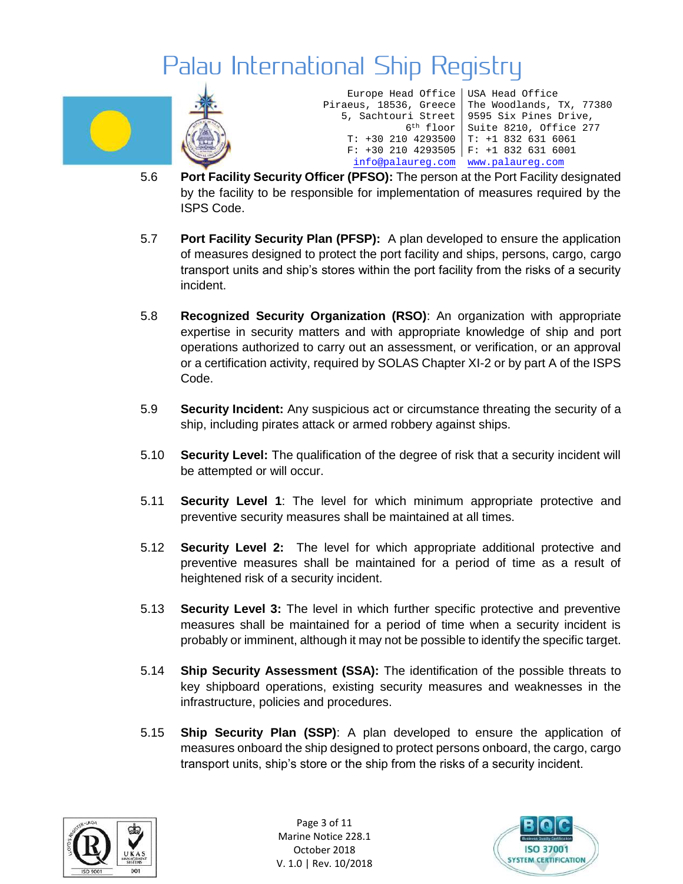5.6 **Port Facility Security Officer (PFSO):** The person at the Port Facility designated by the facility to be responsible for implementation of measures required by the ISPS Code.

5.7 **Port Facility Security Plan (PFSP):** A plan developed to ensure the application of measures designed to protect the port facility and ships, persons, cargo, cargo transport units and ship's stores within the port facility from the risks of a security incident.

5.8 **Recognized Security Organization (RSO)**: An organization with appropriate expertise in security matters and with appropriate knowledge of ship and port operations authorized to carry out an assessment, or verification, or an approval or a certification activity, required by SOLAS Chapter XI-2 or by part A of the ISPS Code.

5.9 **Security Incident:** Any suspicious act or circumstance threating the security of a ship, including pirates attack or armed robbery against ships.

5.10 **Security Level:** The qualification of the degree of risk that a security incident will be attempted or will occur.

5.11 **Security Level 1**: The level for which minimum appropriate protective and preventive security measures shall be maintained at all times.

5.12 **Security Level 2:** The level for which appropriate additional protective and preventive measures shall be maintained for a period of time as a result of heightened risk of a security incident.

5.13 **Security Level 3:** The level in which further specific protective and preventive measures shall be maintained for a period of time when a security incident is probably or imminent, although it may not be possible to identify the specific target.

5.14 **Ship Security Assessment (SSA):** The identification of the possible threats to key shipboard operations, existing security measures and weaknesses in the infrastructure, policies and procedures.

5.15 **Ship Security Plan (SSP)**: A plan developed to ensure the application of measures onboard the ship designed to protect persons onboard, the cargo, cargo transport units, ship's store or the ship from the risks of a security incident.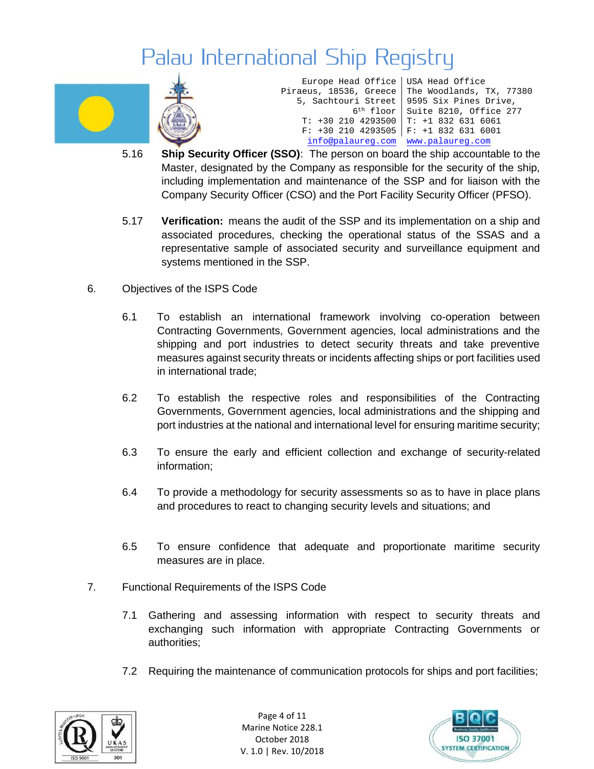5.16 **Ship Security Officer (SSO)**: The person on board the ship accountable to the Master, designated by the Company as responsible for the security of the ship, including implementation and maintenance of the SSP and for liaison with the Company Security Officer (CSO) and the Port Facility Security Officer (PFSO).

5.17 **Verification:** means the audit of the SSP and its implementation on a ship and associated procedures, checking the operational status of the SSAS and a representative sample of associated security and surveillance equipment and systems mentioned in the SSP.

6. Objectives of the ISPS Code

6.1 To establish an international framework involving co-operation between Contracting Governments, Government agencies, local administrations and the shipping and port industries to detect security threats and take preventive measures against security threats or incidents affecting ships or port facilities used in international trade;

6.2 To establish the respective roles and responsibilities of the Contracting Governments, Government agencies, local administrations and the shipping and port industries at the national and international level for ensuring maritime security;

6.3 To ensure the early and efficient collection and exchange of security-related information;

6.4 To provide a methodology for security assessments so as to have in place plans and procedures to react to changing security levels and situations; and

6.5 To ensure confidence that adequate and proportionate maritime security measures are in place.

7. Functional Requirements of the ISPS Code

7.1 Gathering and assessing information with respect to security threats and exchanging such information with appropriate Contracting Governments or authorities;

7.2 Requiring the maintenance of communication protocols for ships and port facilities;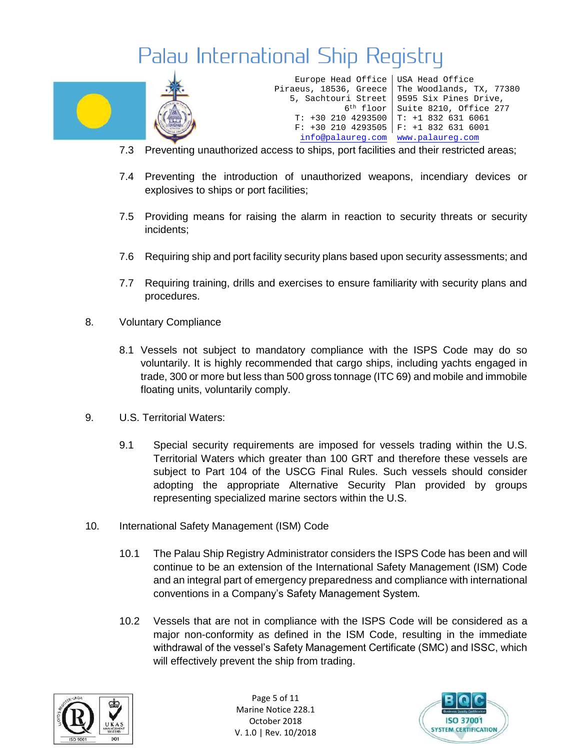7.3 Preventing unauthorized access to ships, port facilities and their restricted areas;

7.4 Preventing the introduction of unauthorized weapons, incendiary devices or explosives to ships or port facilities;

7.5 Providing means for raising the alarm in reaction to security threats or security incidents;

7.6 Requiring ship and port facility security plans based upon security assessments; and

7.7 Requiring training, drills and exercises to ensure familiarity with security plans and procedures.

8. Voluntary Compliance

8.1 Vessels not subject to mandatory compliance with the ISPS Code may do so voluntarily. It is highly recommended that cargo ships, including yachts engaged in trade, 300 or more but less than 500 gross tonnage (ITC 69) and mobile and immobile floating units, voluntarily comply.

9. U.S. Territorial Waters:

9.1 Special security requirements are imposed for vessels trading within the U.S. Territorial Waters which greater than 100 GRT and therefore these vessels are subject to Part 104 of the USCG Final Rules. Such vessels should consider adopting the appropriate Alternative Security Plan provided by groups representing specialized marine sectors within the U.S.

10. International Safety Management (ISM) Code

10.1 The Palau Ship Registry Administrator considers the ISPS Code has been and will continue to be an extension of the International Safety Management (ISM) Code and an integral part of emergency preparedness and compliance with international conventions in a Company's Safety Management System.

10.2 Vessels that are not in compliance with the ISPS Code will be considered as a major non-conformity as defined in the ISM Code, resulting in the immediate withdrawal of the vessel's Safety Management Certificate (SMC) and ISSC, which will effectively prevent the ship from trading.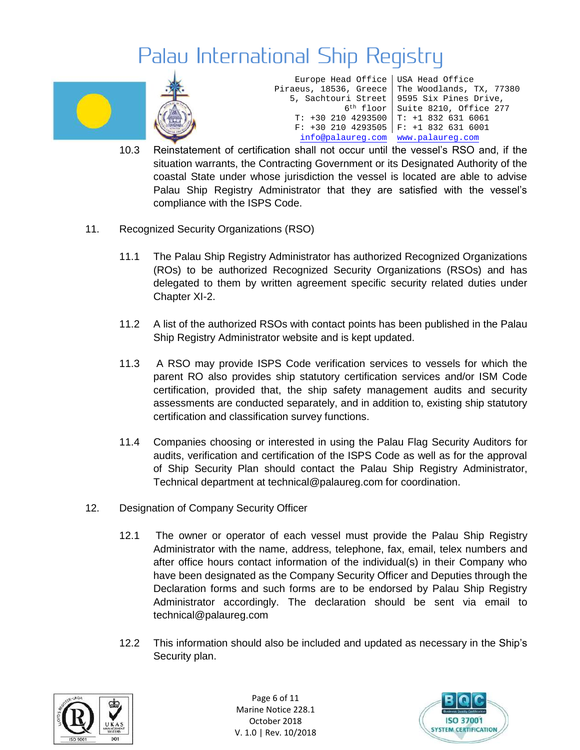10.3 Reinstatement of certification shall not occur until the vessel's RSO and, if the situation warrants, the Contracting Government or its Designated Authority of the coastal State under whose jurisdiction the vessel is located are able to advise Palau Ship Registry Administrator that they are satisfied with the vessel's compliance with the ISPS Code.

## 11. Recognized Security Organizations (RSO)

11.1 The Palau Ship Registry Administrator has authorized Recognized Organizations (ROs) to be authorized Recognized Security Organizations (RSOs) and has delegated to them by written agreement specific security related duties under Chapter XI-2.

11.2 A list of the authorized RSOs with contact points has been published in the Palau Ship Registry Administrator website and is kept updated.

11.3 A RSO may provide ISPS Code verification services to vessels for which the parent RO also provides ship statutory certification services and/or ISM Code certification, provided that, the ship safety management audits and security assessments are conducted separately, and in addition to, existing ship statutory certification and classification survey functions.

11.4 Companies choosing or interested in using the Palau Flag Security Auditors for audits, verification and certification of the ISPS Code as well as for the approval of Ship Security Plan should contact the Palau Ship Registry Administrator, Technical department at technical@palaureg.com for coordination.

## 12. Designation of Company Security Officer

12.1 The owner or operator of each vessel must provide the Palau Ship Registry Administrator with the name, address, telephone, fax, email, telex numbers and after office hours contact information of the individual(s) in their Company who have been designated as the Company Security Officer and Deputies through the Declaration forms and such forms are to be endorsed by Palau Ship Registry Administrator accordingly. The declaration should be sent via email to technical@palaureg.com

12.2 This information should also be included and updated as necessary in the Ship's Security plan.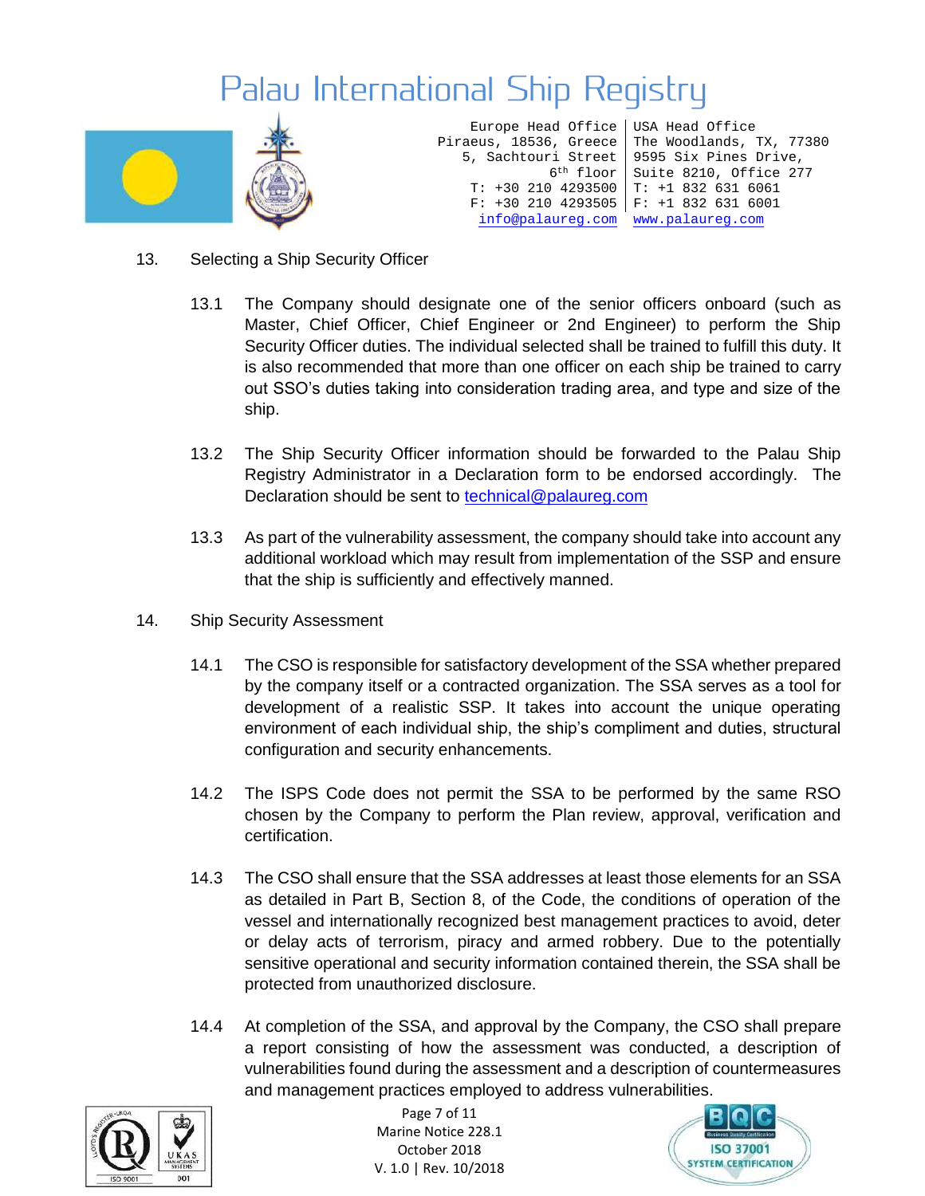## 13. Selecting a Ship Security Officer

13.1 The Company should designate one of the senior officers onboard (such as Master, Chief Officer, Chief Engineer or 2nd Engineer) to perform the Ship Security Officer duties. The individual selected shall be trained to fulfill this duty. It is also recommended that more than one officer on each ship be trained to carry out SSO's duties taking into consideration trading area, and type and size of the ship.

13.2 The Ship Security Officer information should be forwarded to the Palau Ship Registry Administrator in a Declaration form to be endorsed accordingly. The Declaration should be sent to technical@palaureg.com

13.3 As part of the vulnerability assessment, the company should take into account any additional workload which may result from implementation of the SSP and ensure that the ship is sufficiently and effectively manned.

## 14. Ship Security Assessment

14.1 The CSO is responsible for satisfactory development of the SSA whether prepared by the company itself or a contracted organization. The SSA serves as a tool for development of a realistic SSP. It takes into account the unique operating environment of each individual ship, the ship's compliment and duties, structural configuration and security enhancements.

14.2 The ISPS Code does not permit the SSA to be performed by the same RSO chosen by the Company to perform the Plan review, approval, verification and certification.

14.3 The CSO shall ensure that the SSA addresses at least those elements for an SSA as detailed in Part B, Section 8, of the Code, the conditions of operation of the vessel and internationally recognized best management practices to avoid, deter or delay acts of terrorism, piracy and armed robbery. Due to the potentially sensitive operational and security information contained therein, the SSA shall be protected from unauthorized disclosure.

14.4 At completion of the SSA, and approval by the Company, the CSO shall prepare a report consisting of how the assessment was conducted, a description of vulnerabilities found during the assessment and a description of countermeasures and management practices employed to address vulnerabilities.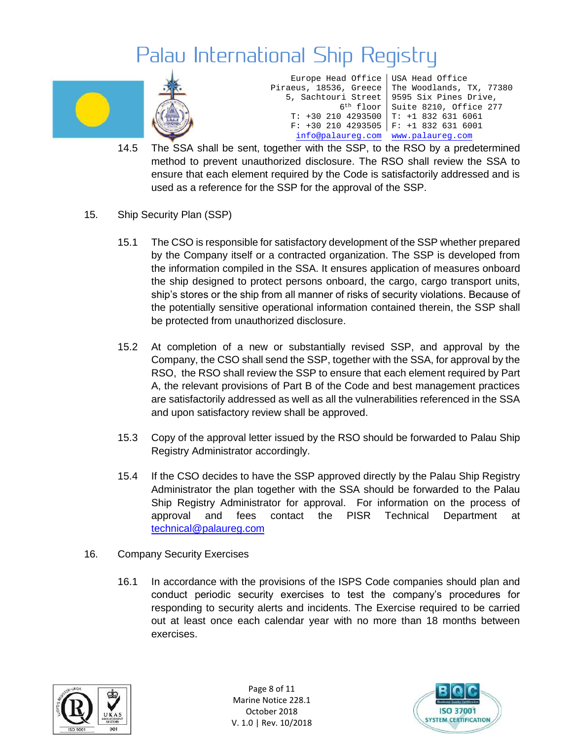14.5 The SSA shall be sent, together with the SSP, to the RSO by a predetermined method to prevent unauthorized disclosure. The RSO shall review the SSA to ensure that each element required by the Code is satisfactorily addressed and is used as a reference for the SSP for the approval of the SSP.

15. Ship Security Plan (SSP)

15.1 The CSO is responsible for satisfactory development of the SSP whether prepared by the Company itself or a contracted organization. The SSP is developed from the information compiled in the SSA. It ensures application of measures onboard the ship designed to protect persons onboard, the cargo, cargo transport units, ship's stores or the ship from all manner of risks of security violations. Because of the potentially sensitive operational information contained therein, the SSP shall be protected from unauthorized disclosure.

15.2 At completion of a new or substantially revised SSP, and approval by the Company, the CSO shall send the SSP, together with the SSA, for approval by the RSO, the RSO shall review the SSP to ensure that each element required by Part A, the relevant provisions of Part B of the Code and best management practices are satisfactorily addressed as well as all the vulnerabilities referenced in the SSA and upon satisfactory review shall be approved.

15.3 Copy of the approval letter issued by the RSO should be forwarded to Palau Ship Registry Administrator accordingly.

15.4 If the CSO decides to have the SSP approved directly by the Palau Ship Registry Administrator the plan together with the SSA should be forwarded to the Palau Ship Registry Administrator for approval. For information on the process of approval and fees contact the PISR Technical Department at technical@palaureg.com

16. Company Security Exercises

16.1 In accordance with the provisions of the ISPS Code companies should plan and conduct periodic security exercises to test the company's procedures for responding to security alerts and incidents. The Exercise required to be carried out at least once each calendar year with no more than 18 months between exercises.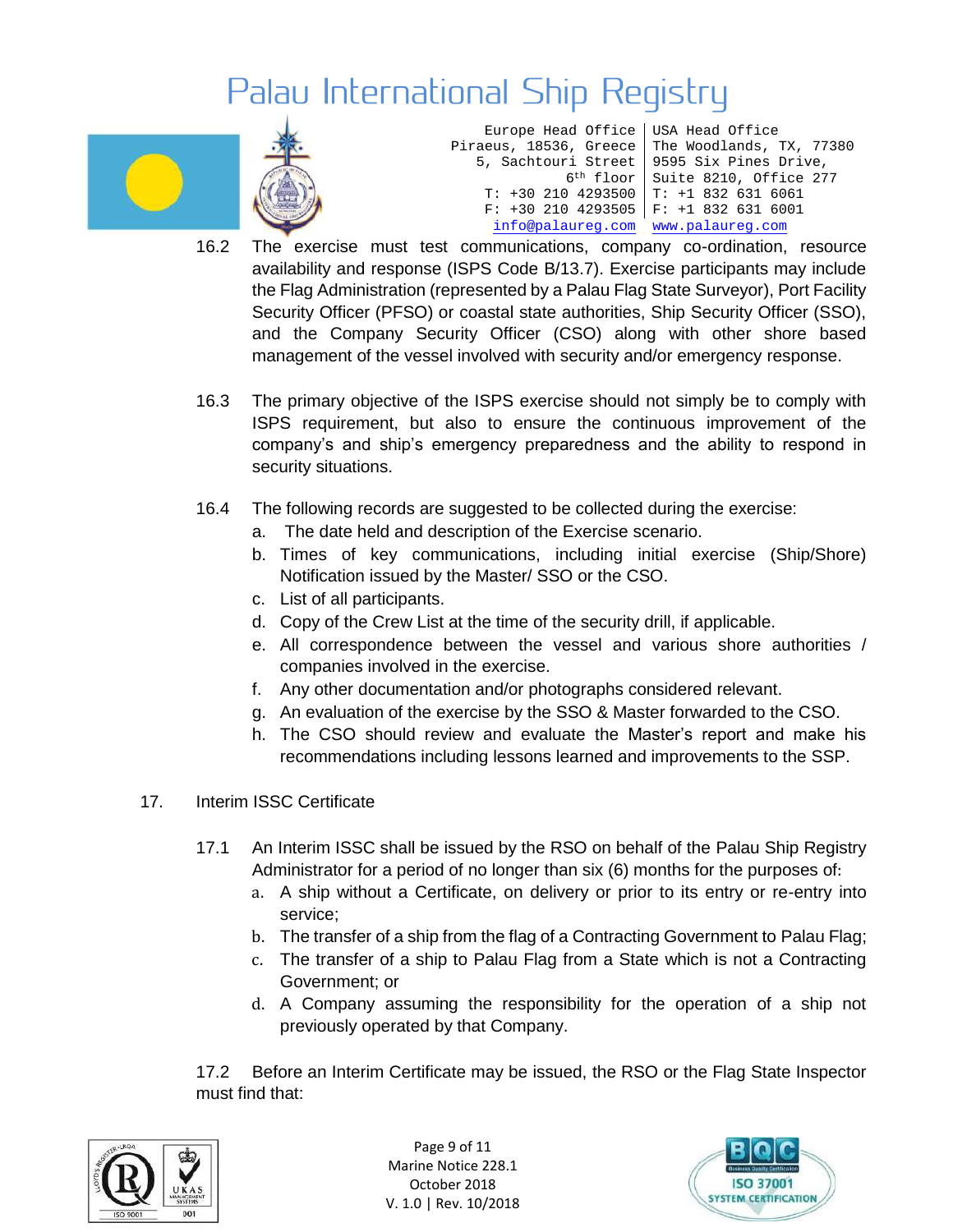16.2 The exercise must test communications, company co-ordination, resource availability and response (ISPS Code B/13.7). Exercise participants may include the Flag Administration (represented by a Palau Flag State Surveyor), Port Facility Security Officer (PFSO) or coastal state authorities, Ship Security Officer (SSO), and the Company Security Officer (CSO) along with other shore based management of the vessel involved with security and/or emergency response.

16.3 The primary objective of the ISPS exercise should not simply be to comply with ISPS requirement, but also to ensure the continuous improvement of the company's and ship's emergency preparedness and the ability to respond in security situations.

16.4 The following records are suggested to be collected during the exercise:

a. The date held and description of the Exercise scenario.
b. Times of key communications, including initial exercise (Ship/Shore) Notification issued by the Master/ SSO or the CSO.
c. List of all participants.
d. Copy of the Crew List at the time of the security drill, if applicable.
e. All correspondence between the vessel and various shore authorities / companies involved in the exercise.
f. Any other documentation and/or photographs considered relevant.
g. An evaluation of the exercise by the SSO & Master forwarded to the CSO.
h. The CSO should review and evaluate the Master's report and make his recommendations including lessons learned and improvements to the SSP.

## 17. Interim ISSC Certificate

17.1 An Interim ISSC shall be issued by the RSO on behalf of the Palau Ship Registry Administrator for a period of no longer than six (6) months for the purposes of:

a. A ship without a Certificate, on delivery or prior to its entry or re-entry into service;
b. The transfer of a ship from the flag of a Contracting Government to Palau Flag;
c. The transfer of a ship to Palau Flag from a State which is not a Contracting Government; or
d. A Company assuming the responsibility for the operation of a ship not previously operated by that Company.

17.2 Before an Interim Certificate may be issued, the RSO or the Flag State Inspector must find that: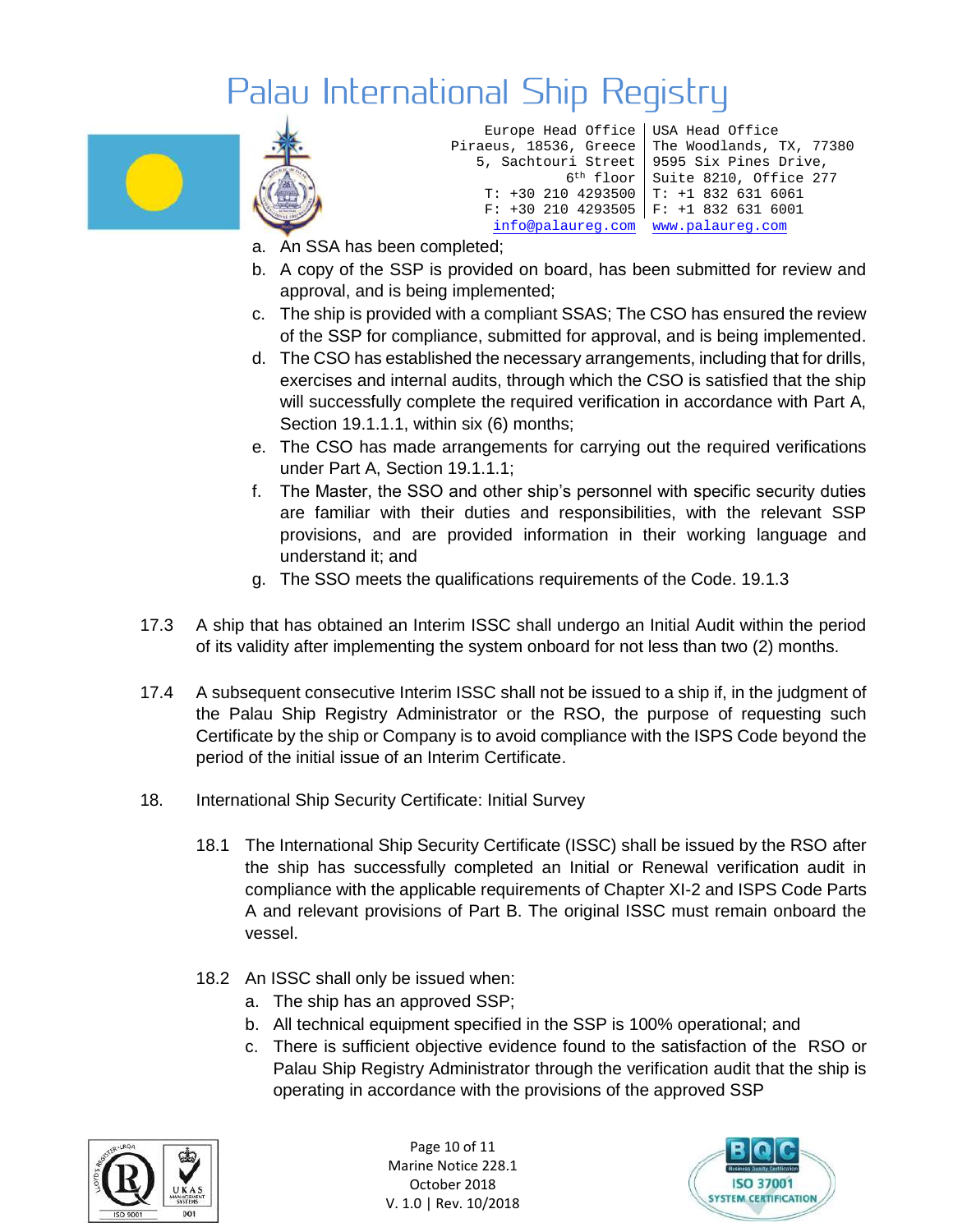a. An SSA has been completed;
b. A copy of the SSP is provided on board, has been submitted for review and approval, and is being implemented;
c. The ship is provided with a compliant SSAS; The CSO has ensured the review of the SSP for compliance, submitted for approval, and is being implemented.
d. The CSO has established the necessary arrangements, including that for drills, exercises and internal audits, through which the CSO is satisfied that the ship will successfully complete the required verification in accordance with Part A, Section 19.1.1.1, within six (6) months;
e. The CSO has made arrangements for carrying out the required verifications under Part A, Section 19.1.1.1;
f. The Master, the SSO and other ship's personnel with specific security duties are familiar with their duties and responsibilities, with the relevant SSP provisions, and are provided information in their working language and understand it; and
g. The SSO meets the qualifications requirements of the Code. 19.1.3

17.3 A ship that has obtained an Interim ISSC shall undergo an Initial Audit within the period of its validity after implementing the system onboard for not less than two (2) months.

17.4 A subsequent consecutive Interim ISSC shall not be issued to a ship if, in the judgment of the Palau Ship Registry Administrator or the RSO, the purpose of requesting such Certificate by the ship or Company is to avoid compliance with the ISPS Code beyond the period of the initial issue of an Interim Certificate.

18. International Ship Security Certificate: Initial Survey

18.1 The International Ship Security Certificate (ISSC) shall be issued by the RSO after the ship has successfully completed an Initial or Renewal verification audit in compliance with the applicable requirements of Chapter XI-2 and ISPS Code Parts A and relevant provisions of Part B. The original ISSC must remain onboard the vessel.

18.2 An ISSC shall only be issued when:

a. The ship has an approved SSP;
b. All technical equipment specified in the SSP is 100% operational; and
c. There is sufficient objective evidence found to the satisfaction of the RSO or Palau Ship Registry Administrator through the verification audit that the ship is operating in accordance with the provisions of the approved SSP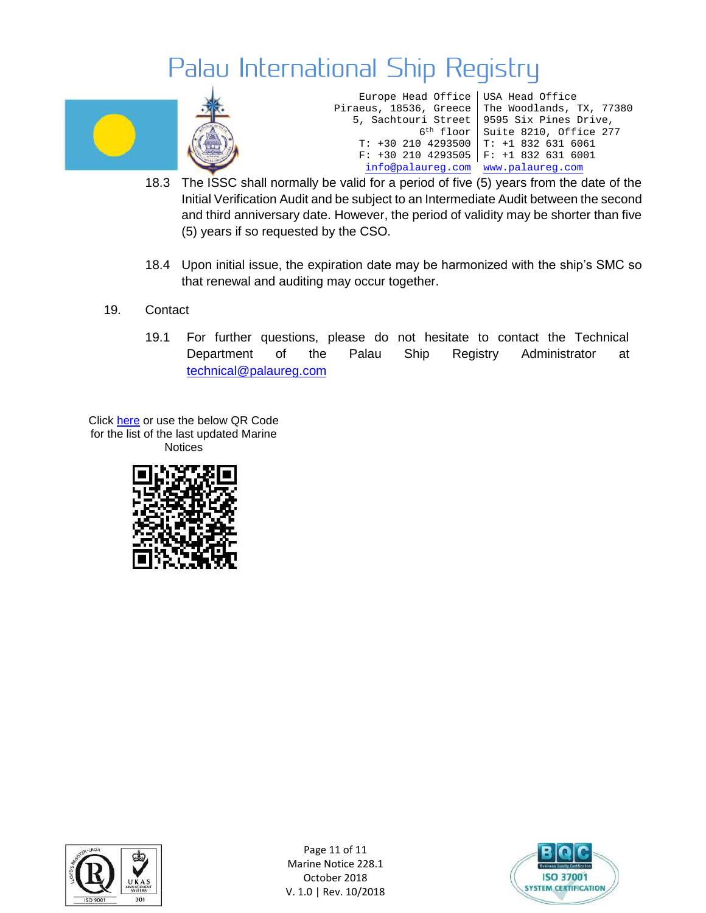18.3 The ISSC shall normally be valid for a period of five (5) years from the date of the Initial Verification Audit and be subject to an Intermediate Audit between the second and third anniversary date. However, the period of validity may be shorter than five (5) years if so requested by the CSO.

18.4 Upon initial issue, the expiration date may be harmonized with the ship's SMC so that renewal and auditing may occur together.

## 19. Contact

19.1 For further questions, please do not hesitate to contact the Technical Department of the Palau Ship Registry Administrator at technical@palaureg.com

Click here or use the below QR Code for the list of the last updated Marine Notices